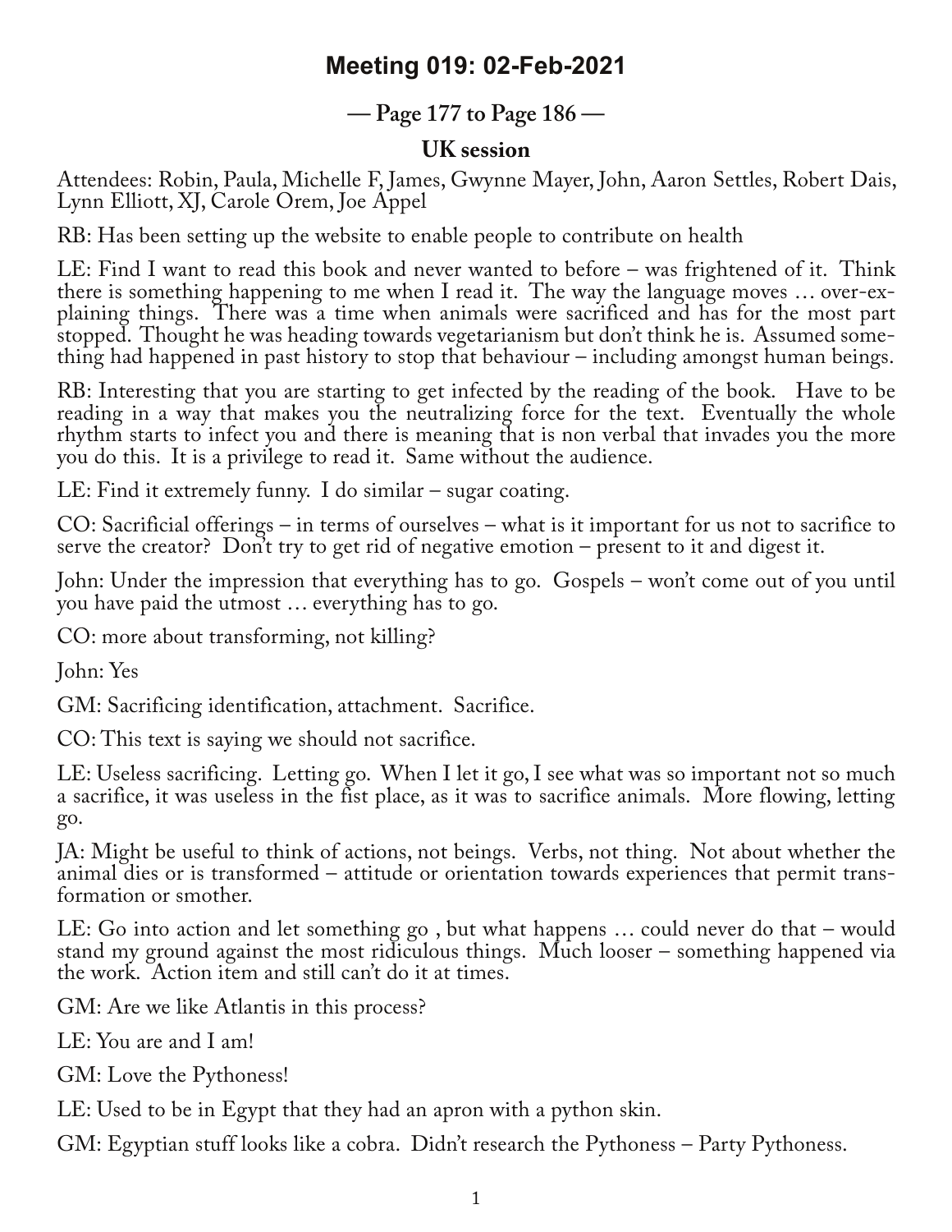# Meeting 019: 02-Feb-2021

## — Page 177 to Page 186 —

### UK session

Attendees: Robin, Paula, Michelle F, James, Gwynne Mayer, John, Aaron Settles, Robert Dais, Lynn Elliott, XJ, Carole Orem, Joe Appel

RB: Has been setting up the website to enable people to contribute on health

LE: Find I want to read this book and never wanted to before – was frightened of it. Think there is something happening to me when I read it. The way the language moves … over-explaining things. There was a time when animals were sacrificed and has for the most part stopped. Thought he was heading towards vegetarianism but don't think he is. Assumed something had happened in past history to stop that behaviour – including amongst human beings.

RB: Interesting that you are starting to get infected by the reading of the book. Have to be reading in a way that makes you the neutralizing force for the text. Eventually the whole rhythm starts to infect you and there is meaning that is non verbal that invades you the more you do this. It is a privilege to read it. Same without the audience.

LE: Find it extremely funny. I do similar – sugar coating.

CO: Sacrificial offerings – in terms of ourselves – what is it important for us not to sacrifice to serve the creator? Don't try to get rid of negative emotion – present to it and digest it.

John: Under the impression that everything has to go. Gospels – won't come out of you until you have paid the utmost … everything has to go.

CO: more about transforming, not killing?

John: Yes

GM: Sacrificing identification, attachment. Sacrifice.

CO: This text is saying we should not sacrifice.

LE: Useless sacrificing. Letting go. When I let it go, I see what was so important not so much a sacrifice, it was useless in the fist place, as it was to sacrifice animals. More flowing, letting go.

JA: Might be useful to think of actions, not beings. Verbs, not thing. Not about whether the animal dies or is transformed – attitude or orientation towards experiences that permit transformation or smother.

LE: Go into action and let something go , but what happens … could never do that – would stand my ground against the most ridiculous things. Much looser – something happened via the work. Action item and still can't do it at times.

GM: Are we like Atlantis in this process?

LE: You are and I am!

GM: Love the Pythoness!

LE: Used to be in Egypt that they had an apron with a python skin.

GM: Egyptian stuff looks like a cobra. Didn't research the Pythoness – Party Pythoness.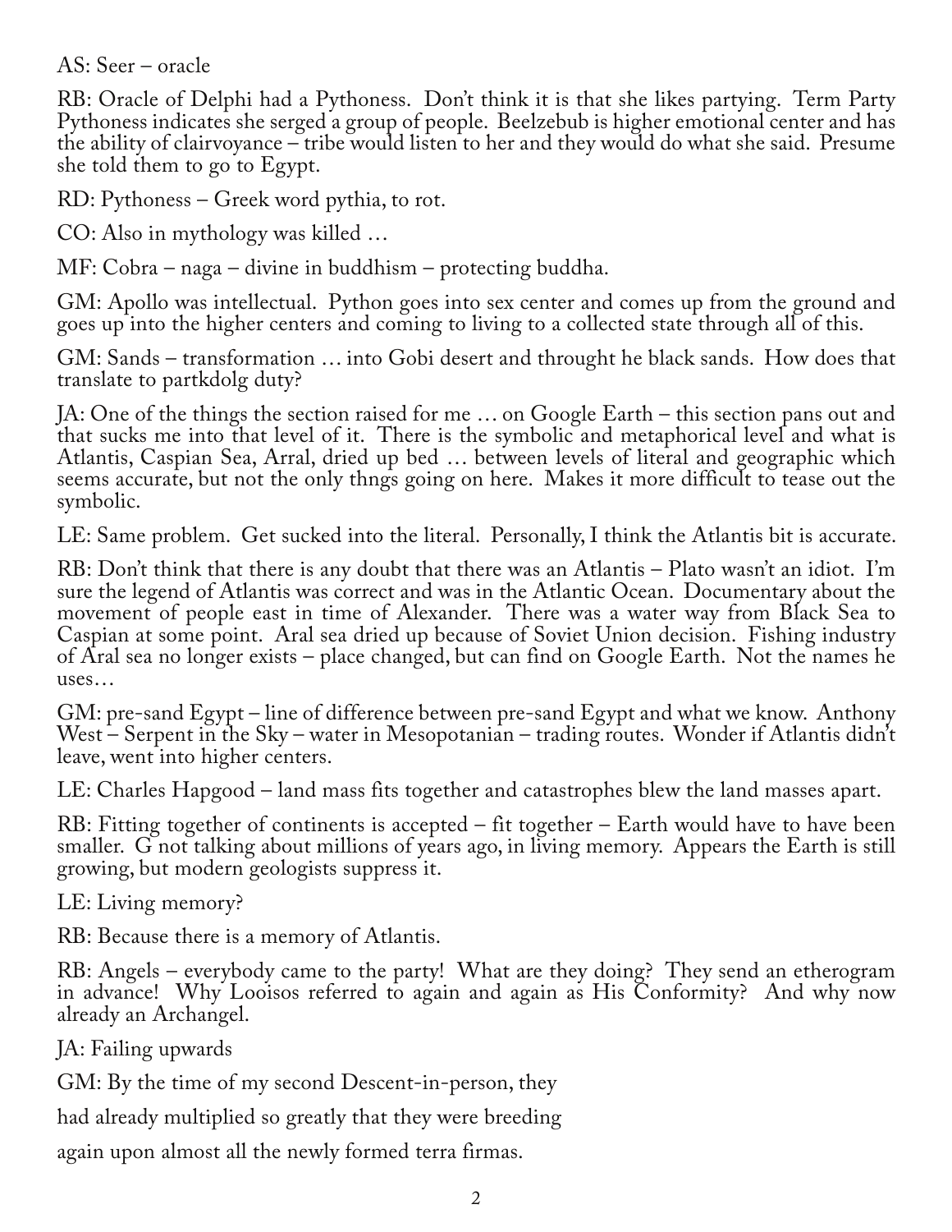AS: Seer – oracle

RB: Oracle of Delphi had a Pythoness. Don't think it is that she likes partying. Term Party Pythoness indicates she serged a group of people. Beelzebub is higher emotional center and has the ability of clairvoyance – tribe would listen to her and they would do what she said. Presume she told them to go to Egypt.

RD: Pythoness – Greek word pythia, to rot.

CO: Also in mythology was killed …

MF: Cobra – naga – divine in buddhism – protecting buddha.

GM: Apollo was intellectual. Python goes into sex center and comes up from the ground and goes up into the higher centers and coming to living to a collected state through all of this.

GM: Sands – transformation … into Gobi desert and throught he black sands. How does that translate to partkdolg duty?

JA: One of the things the section raised for me … on Google Earth – this section pans out and that sucks me into that level of it. There is the symbolic and metaphorical level and what is Atlantis, Caspian Sea, Arral, dried up bed … between levels of literal and geographic which seems accurate, but not the only thngs going on here. Makes it more difficult to tease out the symbolic.

LE: Same problem. Get sucked into the literal. Personally, I think the Atlantis bit is accurate.

RB: Don't think that there is any doubt that there was an Atlantis – Plato wasn't an idiot. I'm sure the legend of Atlantis was correct and was in the Atlantic Ocean. Documentary about the movement of people east in time of Alexander. There was a water way from Black Sea to Caspian at some point. Aral sea dried up because of Soviet Union decision. Fishing industry of Aral sea no longer exists – place changed, but can find on Google Earth. Not the names he uses…

GM: pre-sand Egypt – line of difference between pre-sand Egypt and what we know. Anthony West – Serpent in the Sky – water in Mesopotanian – trading routes. Wonder if Atlantis didn't leave, went into higher centers.

LE: Charles Hapgood – land mass fits together and catastrophes blew the land masses apart.

RB: Fitting together of continents is accepted – fit together – Earth would have to have been smaller. G not talking about millions of years ago, in living memory. Appears the Earth is still growing, but modern geologists suppress it.

LE: Living memory?

RB: Because there is a memory of Atlantis.

RB: Angels – everybody came to the party! What are they doing? They send an etherogram in advance! Why Looisos referred to again and again as His Conformity? And why now already an Archangel.

JA: Failing upwards

GM: By the time of my second Descent-in-person, they

had already multiplied so greatly that they were breeding

again upon almost all the newly formed terra firmas.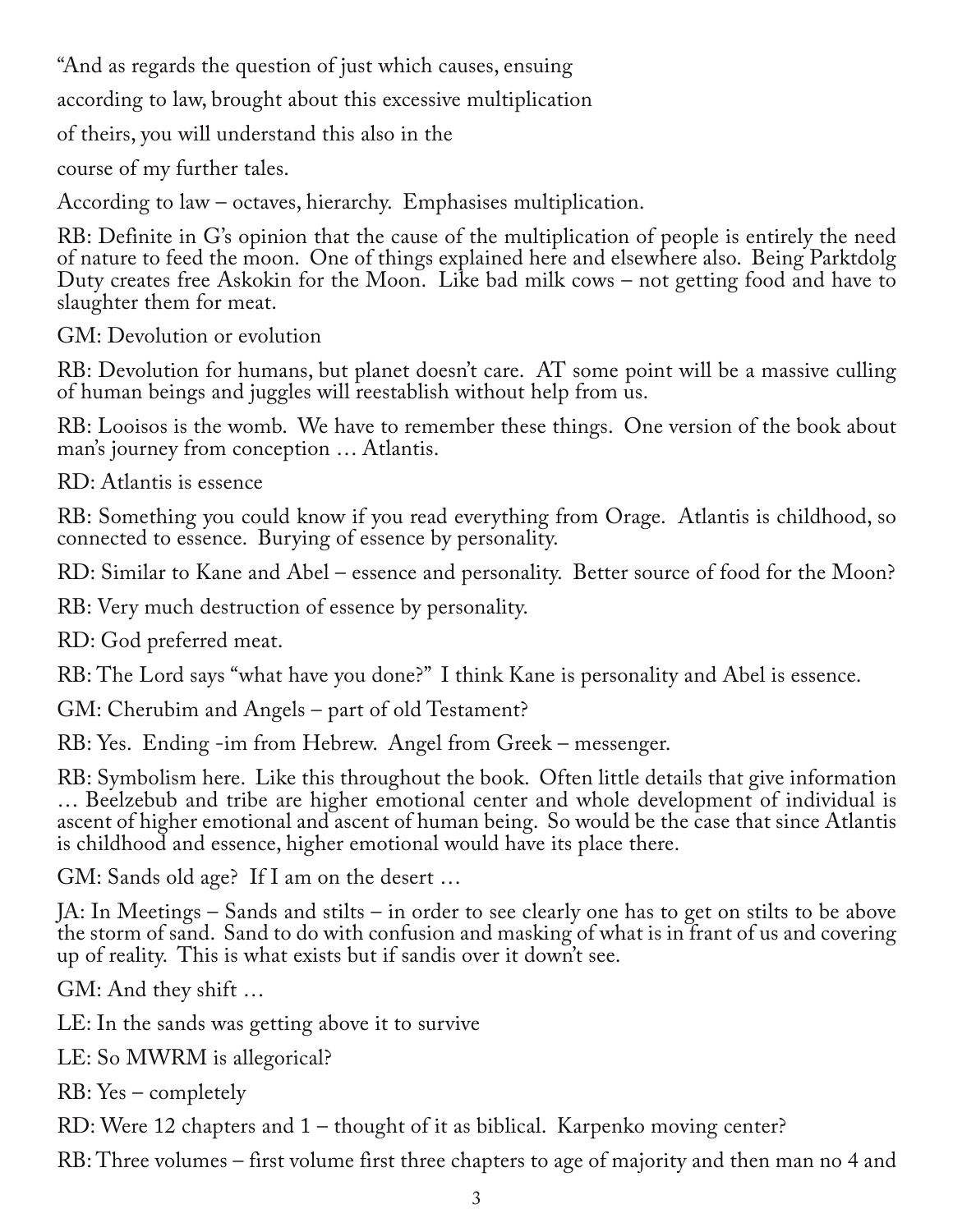"And as regards the question of just which causes, ensuing

according to law, brought about this excessive multiplication

of theirs, you will understand this also in the

course of my further tales.

According to law – octaves, hierarchy. Emphasises multiplication.

RB: Definite in G's opinion that the cause of the multiplication of people is entirely the need of nature to feed the moon. One of things explained here and elsewhere also. Being Parktdolg Duty creates free Askokin for the Moon. Like bad milk cows – not getting food and have to slaughter them for meat.

GM: Devolution or evolution

RB: Devolution for humans, but planet doesn't care. AT some point will be a massive culling of human beings and juggles will reestablish without help from us.

RB: Looisos is the womb. We have to remember these things. One version of the book about man's journey from conception … Atlantis.

RD: Atlantis is essence

RB: Something you could know if you read everything from Orage. Atlantis is childhood, so connected to essence. Burying of essence by personality.

RD: Similar to Kane and Abel – essence and personality. Better source of food for the Moon?

RB: Very much destruction of essence by personality.

RD: God preferred meat.

RB: The Lord says "what have you done?" I think Kane is personality and Abel is essence.

GM: Cherubim and Angels – part of old Testament?

RB: Yes. Ending -im from Hebrew. Angel from Greek – messenger.

RB: Symbolism here. Like this throughout the book. Often little details that give information … Beelzebub and tribe are higher emotional center and whole development of individual is ascent of higher emotional and ascent of human being. So would be the case that since Atlantis is childhood and essence, higher emotional would have its place there.

GM: Sands old age? If I am on the desert …

JA: In Meetings – Sands and stilts – in order to see clearly one has to get on stilts to be above the storm of sand. Sand to do with confusion and masking of what is in frant of us and covering up of reality. This is what exists but if sandis over it down't see.

GM: And they shift …

LE: In the sands was getting above it to survive

LE: So MWRM is allegorical?

RB: Yes – completely

RD: Were 12 chapters and 1 – thought of it as biblical. Karpenko moving center?

RB: Three volumes – first volume first three chapters to age of majority and then man no 4 and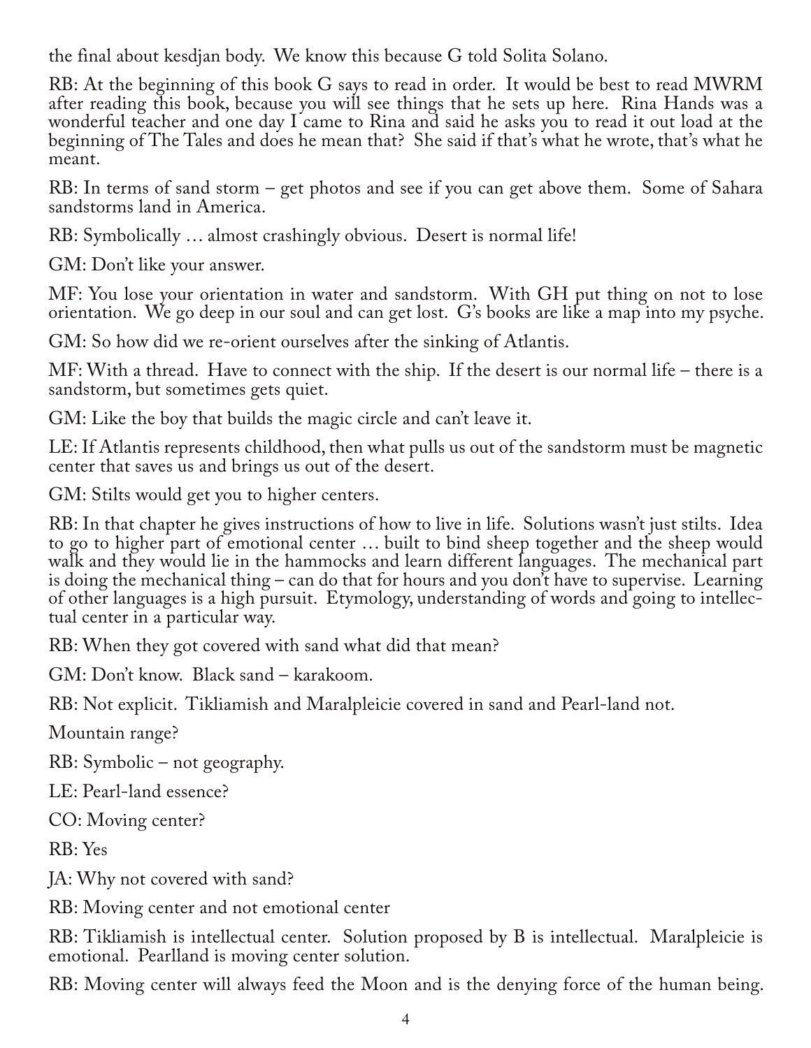the final about kesdjan body. We know this because G told Solita Solano.

RB: At the beginning of this book G says to read in order. It would be best to read MWRM after reading this book, because you will see things that he sets up here. Rina Hands was a wonderful teacher and one day I came to Rina and said he asks you to read it out load at the beginning of The Tales and does he mean that? She said if that's what he wrote, that's what he meant.

RB: In terms of sand storm – get photos and see if you can get above them. Some of Sahara sandstorms land in America.

RB: Symbolically … almost crashingly obvious. Desert is normal life!

GM: Don't like your answer.

MF: You lose your orientation in water and sandstorm. With GH put thing on not to lose orientation. We go deep in our soul and can get lost. G's books are like a map into my psyche.

GM: So how did we re-orient ourselves after the sinking of Atlantis.

MF: With a thread. Have to connect with the ship. If the desert is our normal life – there is a sandstorm, but sometimes gets quiet.

GM: Like the boy that builds the magic circle and can't leave it.

LE: If Atlantis represents childhood, then what pulls us out of the sandstorm must be magnetic center that saves us and brings us out of the desert.

GM: Stilts would get you to higher centers.

RB: In that chapter he gives instructions of how to live in life. Solutions wasn't just stilts. Idea to go to higher part of emotional center … built to bind sheep together and the sheep would walk and they would lie in the hammocks and learn different languages. The mechanical part is doing the mechanical thing – can do that for hours and you don't have to supervise. Learning of other languages is a high pursuit. Etymology, understanding of words and going to intellectual center in a particular way.

RB: When they got covered with sand what did that mean?

GM: Don't know. Black sand – karakoom.

RB: Not explicit. Tikliamish and Maralpleicie covered in sand and Pearl-land not.

Mountain range?

RB: Symbolic – not geography.

LE: Pearl-land essence?

CO: Moving center?

RB: Yes

JA: Why not covered with sand?

RB: Moving center and not emotional center

RB: Tikliamish is intellectual center. Solution proposed by B is intellectual. Maralpleicie is emotional. Pearlland is moving center solution.

RB: Moving center will always feed the Moon and is the denying force of the human being.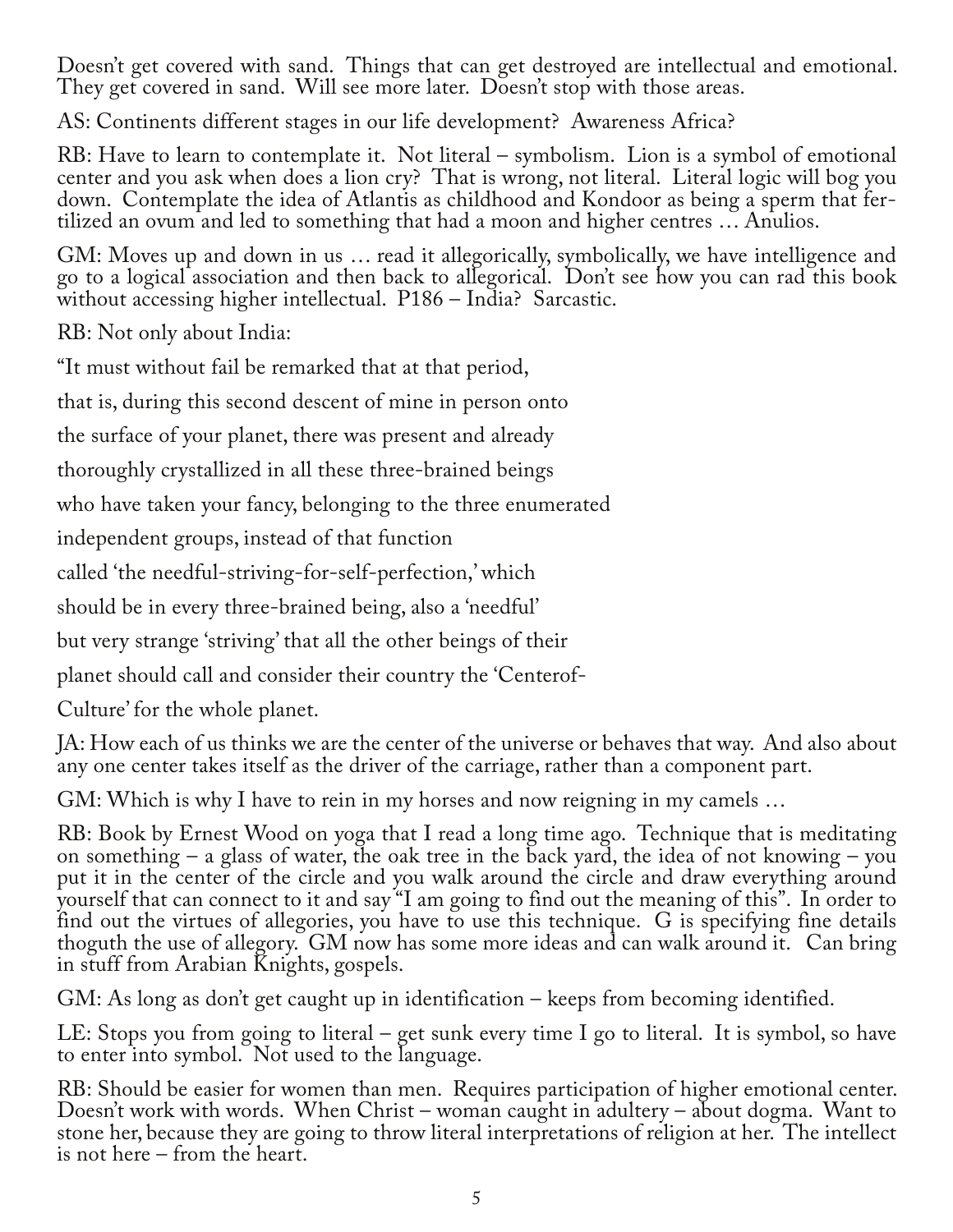Doesn't get covered with sand. Things that can get destroyed are intellectual and emotional. They get covered in sand. Will see more later. Doesn't stop with those areas.

AS: Continents different stages in our life development? Awareness Africa?

RB: Have to learn to contemplate it. Not literal – symbolism. Lion is a symbol of emotional center and you ask when does a lion cry? That is wrong, not literal. Literal logic will bog you down. Contemplate the idea of Atlantis as childhood and Kondoor as being a sperm that fertilized an ovum and led to something that had a moon and higher centres … Anulios.

GM: Moves up and down in us … read it allegorically, symbolically, we have intelligence and go to a logical association and then back to allegorical. Don't see how you can rad this book without accessing higher intellectual. P186 – India? Sarcastic.

RB: Not only about India:

"It must without fail be remarked that at that period,

that is, during this second descent of mine in person onto

the surface of your planet, there was present and already

thoroughly crystallized in all these three-brained beings

who have taken your fancy, belonging to the three enumerated

independent groups, instead of that function

called 'the needful-striving-for-self-perfection,' which

should be in every three-brained being, also a 'needful'

but very strange 'striving' that all the other beings of their

planet should call and consider their country the 'Centerof-

Culture' for the whole planet.

JA: How each of us thinks we are the center of the universe or behaves that way. And also about any one center takes itself as the driver of the carriage, rather than a component part.

GM: Which is why I have to rein in my horses and now reigning in my camels …

RB: Book by Ernest Wood on yoga that I read a long time ago. Technique that is meditating on something – a glass of water, the oak tree in the back yard, the idea of not knowing – you put it in the center of the circle and you walk around the circle and draw everything around yourself that can connect to it and say "I am going to find out the meaning of this". In order to find out the virtues of allegories, you have to use this technique. G is specifying fine details thoguth the use of allegory. GM now has some more ideas and can walk around it. Can bring in stuff from Arabian Knights, gospels.

GM: As long as don't get caught up in identification – keeps from becoming identified.

LE: Stops you from going to literal – get sunk every time I go to literal. It is symbol, so have to enter into symbol. Not used to the language.

RB: Should be easier for women than men. Requires participation of higher emotional center. Doesn't work with words. When Christ – woman caught in adultery – about dogma. Want to stone her, because they are going to throw literal interpretations of religion at her. The intellect is not here – from the heart.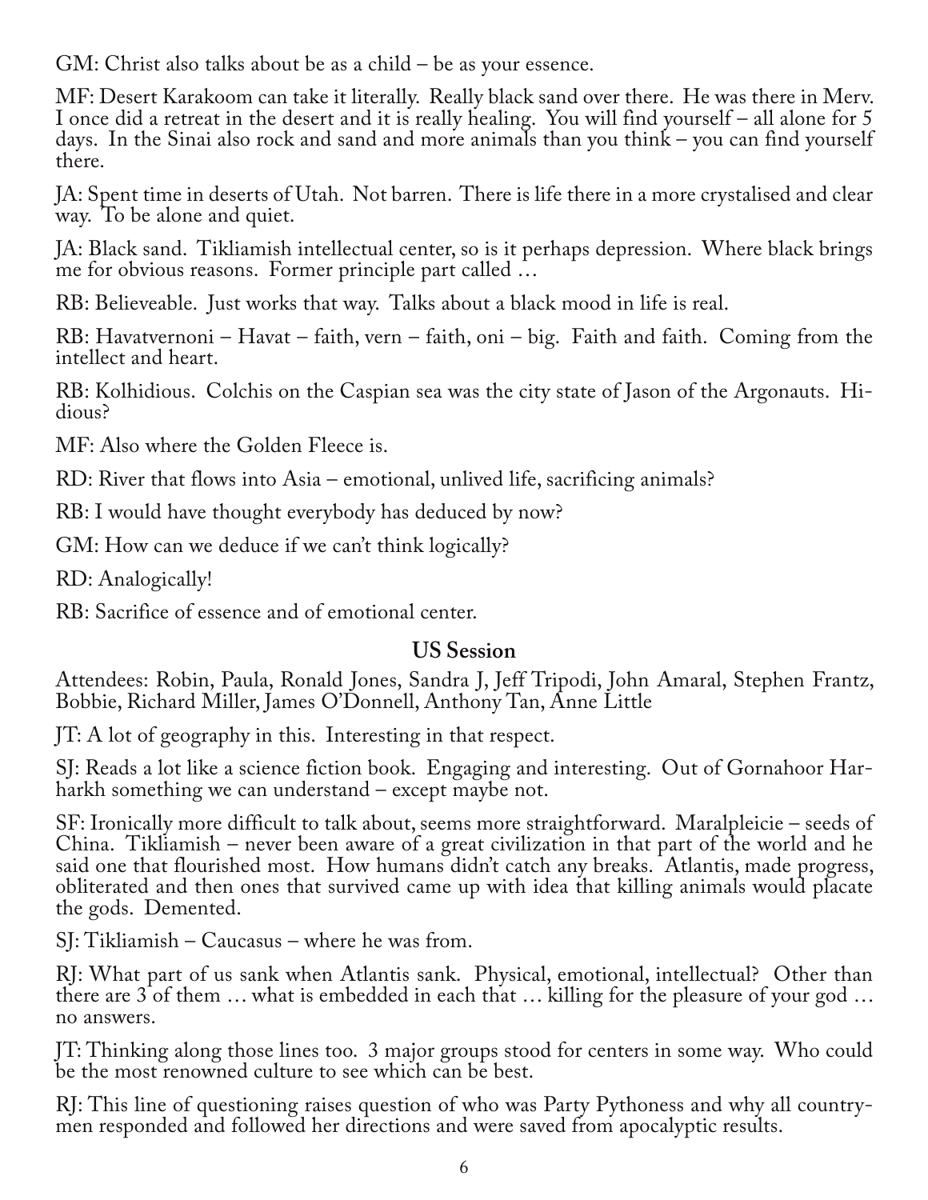GM: Christ also talks about be as a child – be as your essence.

MF: Desert Karakoom can take it literally. Really black sand over there. He was there in Merv. I once did a retreat in the desert and it is really healing. You will find yourself – all alone for 5 days. In the Sinai also rock and sand and more animals than you think – you can find yourself there.

JA: Spent time in deserts of Utah. Not barren. There is life there in a more crystalised and clear way. To be alone and quiet.

JA: Black sand. Tikliamish intellectual center, so is it perhaps depression. Where black brings me for obvious reasons. Former principle part called …

RB: Believeable. Just works that way. Talks about a black mood in life is real.

RB: Havatvernoni – Havat – faith, vern – faith, oni – big. Faith and faith. Coming from the intellect and heart.

RB: Kolhidious. Colchis on the Caspian sea was the city state of Jason of the Argonauts. Hidious?

MF: Also where the Golden Fleece is.

RD: River that flows into Asia – emotional, unlived life, sacrificing animals?

RB: I would have thought everybody has deduced by now?

GM: How can we deduce if we can't think logically?

RD: Analogically!

RB: Sacrifice of essence and of emotional center.

## US Session

Attendees: Robin, Paula, Ronald Jones, Sandra J, Jeff Tripodi, John Amaral, Stephen Frantz, Bobbie, Richard Miller, James O'Donnell, Anthony Tan, Anne Little

JT: A lot of geography in this. Interesting in that respect.

SJ: Reads a lot like a science fiction book. Engaging and interesting. Out of Gornahoor Harharkh something we can understand – except maybe not.

SF: Ironically more difficult to talk about, seems more straightforward. Maralpleicie – seeds of China. Tikliamish – never been aware of a great civilization in that part of the world and he said one that flourished most. How humans didn't catch any breaks. Atlantis, made progress, obliterated and then ones that survived came up with idea that killing animals would placate the gods. Demented.

SJ: Tikliamish – Caucasus – where he was from.

RJ: What part of us sank when Atlantis sank. Physical, emotional, intellectual? Other than there are 3 of them … what is embedded in each that … killing for the pleasure of your god … no answers.

JT: Thinking along those lines too. 3 major groups stood for centers in some way. Who could be the most renowned culture to see which can be best.

RJ: This line of questioning raises question of who was Party Pythoness and why all countrymen responded and followed her directions and were saved from apocalyptic results.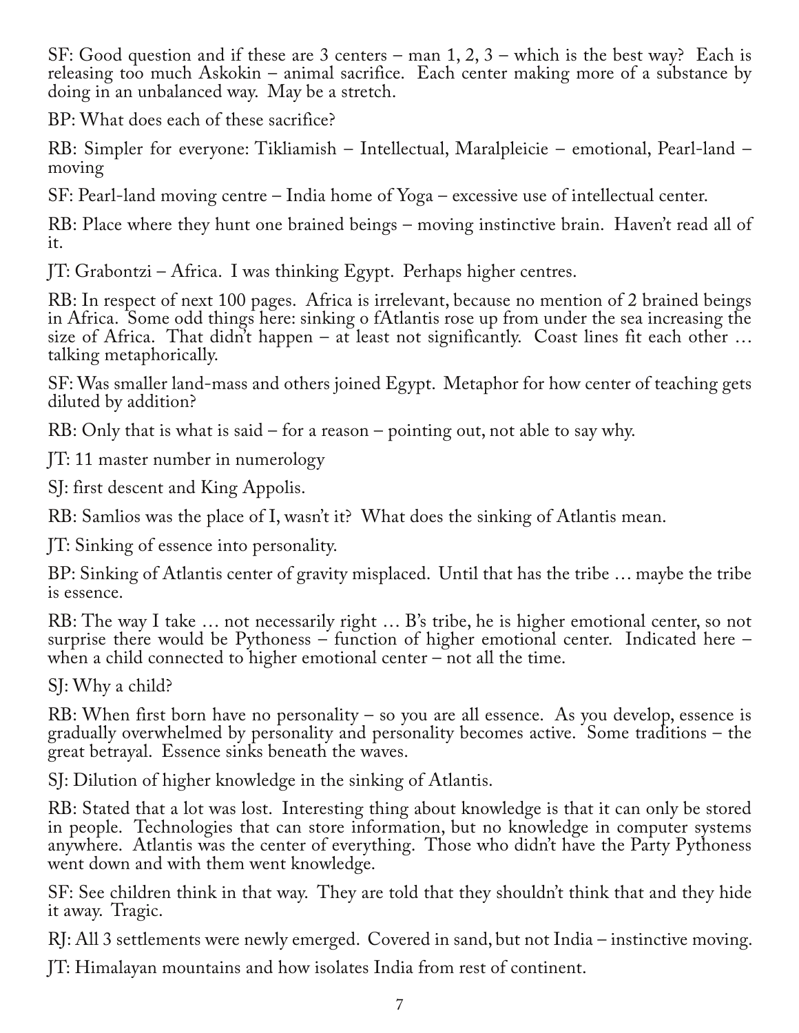SF: Good question and if these are 3 centers – man 1, 2, 3 – which is the best way? Each is releasing too much Askokin – animal sacrifice. Each center making more of a substance by doing in an unbalanced way. May be a stretch.

BP: What does each of these sacrifice?

RB: Simpler for everyone: Tikliamish – Intellectual, Maralpleicie – emotional, Pearl-land – moving

SF: Pearl-land moving centre – India home of Yoga – excessive use of intellectual center.

RB: Place where they hunt one brained beings – moving instinctive brain. Haven't read all of it.

JT: Grabontzi – Africa. I was thinking Egypt. Perhaps higher centres.

RB: In respect of next 100 pages. Africa is irrelevant, because no mention of 2 brained beings in Africa. Some odd things here: sinking o fAtlantis rose up from under the sea increasing the size of Africa. That didn't happen – at least not significantly. Coast lines fit each other … talking metaphorically.

SF: Was smaller land-mass and others joined Egypt. Metaphor for how center of teaching gets diluted by addition?

RB: Only that is what is said – for a reason – pointing out, not able to say why.

JT: 11 master number in numerology

SJ: first descent and King Appolis.

RB: Samlios was the place of I, wasn't it? What does the sinking of Atlantis mean.

JT: Sinking of essence into personality.

BP: Sinking of Atlantis center of gravity misplaced. Until that has the tribe … maybe the tribe is essence.

RB: The way I take … not necessarily right … B's tribe, he is higher emotional center, so not surprise there would be Pythoness – function of higher emotional center. Indicated here – when a child connected to higher emotional center – not all the time.

SJ: Why a child?

RB: When first born have no personality – so you are all essence. As you develop, essence is gradually overwhelmed by personality and personality becomes active. Some traditions – the great betrayal. Essence sinks beneath the waves.

SJ: Dilution of higher knowledge in the sinking of Atlantis.

RB: Stated that a lot was lost. Interesting thing about knowledge is that it can only be stored in people. Technologies that can store information, but no knowledge in computer systems anywhere. Atlantis was the center of everything. Those who didn't have the Party Pythoness went down and with them went knowledge.

SF: See children think in that way. They are told that they shouldn't think that and they hide it away. Tragic.

RJ: All 3 settlements were newly emerged. Covered in sand, but not India – instinctive moving.

JT: Himalayan mountains and how isolates India from rest of continent.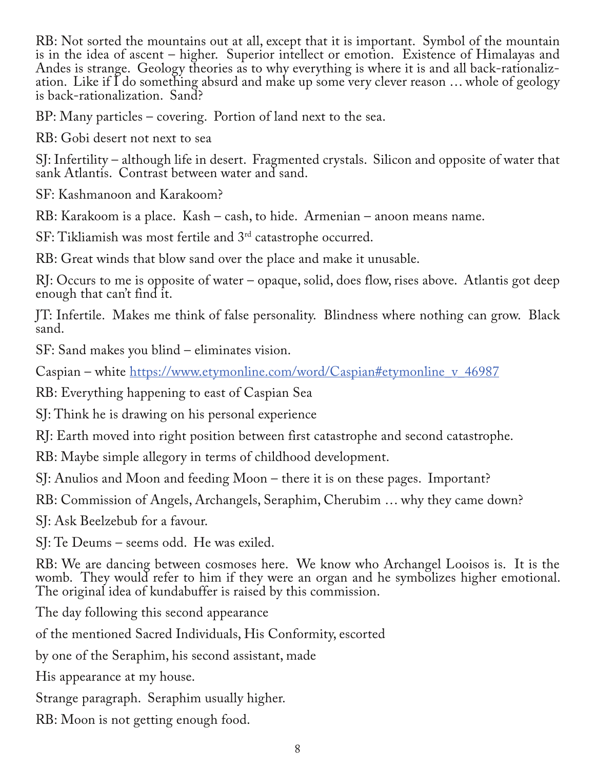RB: Not sorted the mountains out at all, except that it is important. Symbol of the mountain is in the idea of ascent – higher. Superior intellect or emotion. Existence of Himalayas and Andes is strange. Geology theories as to why everything is where it is and all back-rationalization. Like if I do something absurd and make up some very clever reason … whole of geology is back-rationalization. Sand?

BP: Many particles – covering. Portion of land next to the sea.

RB: Gobi desert not next to sea

SJ: Infertility – although life in desert. Fragmented crystals. Silicon and opposite of water that sank Atlantis. Contrast between water and sand.

SF: Kashmanoon and Karakoom?

RB: Karakoom is a place. Kash – cash, to hide. Armenian – anoon means name.

SF: Tikliamish was most fertile and 3rd catastrophe occurred.

RB: Great winds that blow sand over the place and make it unusable.

RJ: Occurs to me is opposite of water – opaque, solid, does flow, rises above. Atlantis got deep enough that can't find it.

JT: Infertile. Makes me think of false personality. Blindness where nothing can grow. Black sand.

SF: Sand makes you blind – eliminates vision.

Caspian – white [https://www.etymonline.com/word/Caspian#etymonline_v_46987](https://www.etymonline.com/word/Caspian#etymonline_v_46987)

RB: Everything happening to east of Caspian Sea

SJ: Think he is drawing on his personal experience

RJ: Earth moved into right position between first catastrophe and second catastrophe.

RB: Maybe simple allegory in terms of childhood development.

SJ: Anulios and Moon and feeding Moon – there it is on these pages. Important?

RB: Commission of Angels, Archangels, Seraphim, Cherubim … why they came down?

SJ: Ask Beelzebub for a favour.

SJ: Te Deums – seems odd. He was exiled.

RB: We are dancing between cosmoses here. We know who Archangel Looisos is. It is the womb. They would refer to him if they were an organ and he symbolizes higher emotional. The original idea of kundabuffer is raised by this commission.

The day following this second appearance

of the mentioned Sacred Individuals, His Conformity, escorted

by one of the Seraphim, his second assistant, made

His appearance at my house.

Strange paragraph. Seraphim usually higher.

RB: Moon is not getting enough food.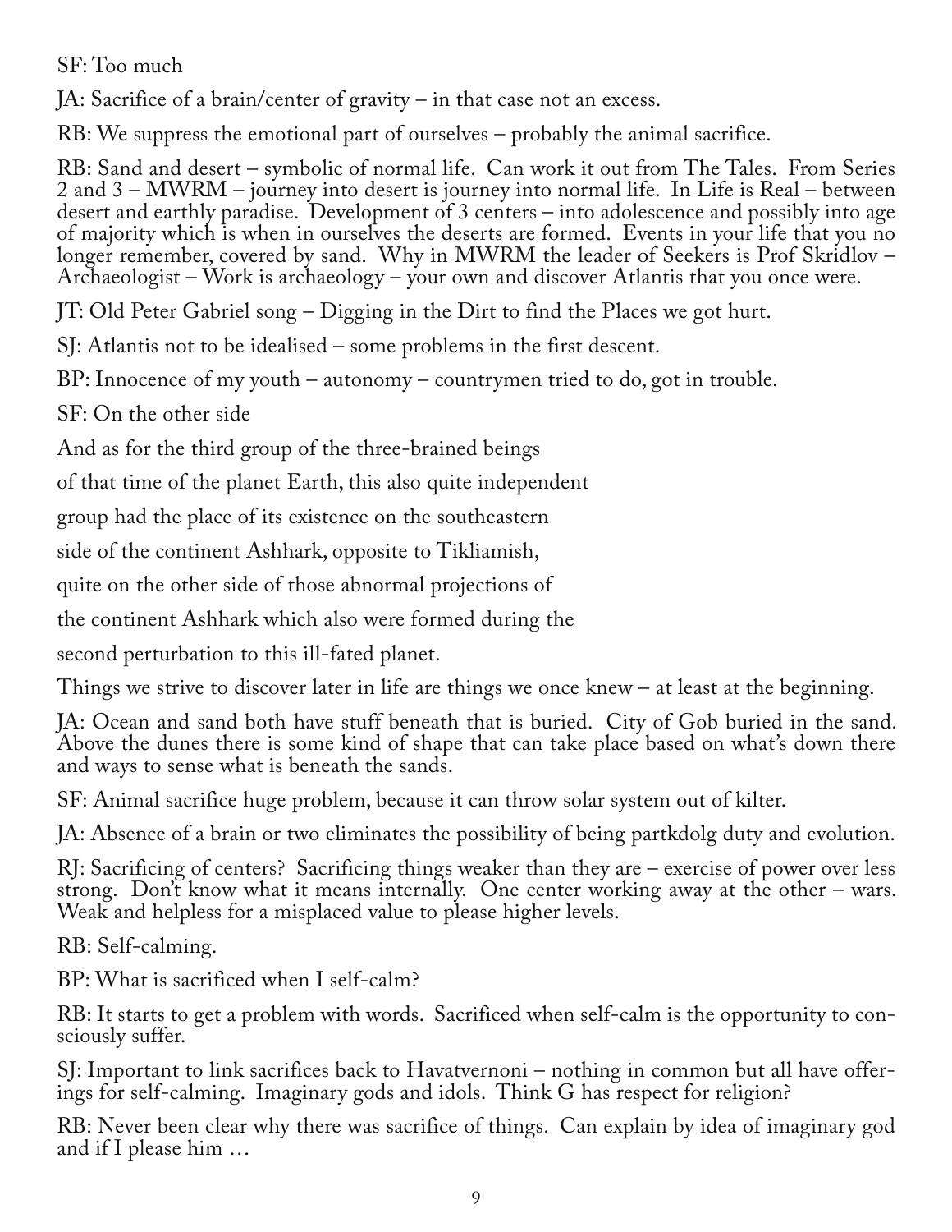SF: Too much

JA: Sacrifice of a brain/center of gravity – in that case not an excess.

RB: We suppress the emotional part of ourselves – probably the animal sacrifice.

RB: Sand and desert – symbolic of normal life. Can work it out from The Tales. From Series 2 and 3 – MWRM – journey into desert is journey into normal life. In Life is Real – between desert and earthly paradise. Development of 3 centers – into adolescence and possibly into age of majority which is when in ourselves the deserts are formed. Events in your life that you no longer remember, covered by sand. Why in MWRM the leader of Seekers is Prof Skridlov – Archaeologist – Work is archaeology – your own and discover Atlantis that you once were.

JT: Old Peter Gabriel song – Digging in the Dirt to find the Places we got hurt.

SJ: Atlantis not to be idealised – some problems in the first descent.

BP: Innocence of my youth – autonomy – countrymen tried to do, got in trouble.

SF: On the other side

And as for the third group of the three-brained beings

of that time of the planet Earth, this also quite independent

group had the place of its existence on the southeastern

side of the continent Ashhark, opposite to Tikliamish,

quite on the other side of those abnormal projections of

the continent Ashhark which also were formed during the

second perturbation to this ill-fated planet.

Things we strive to discover later in life are things we once knew – at least at the beginning.

JA: Ocean and sand both have stuff beneath that is buried. City of Gob buried in the sand. Above the dunes there is some kind of shape that can take place based on what's down there and ways to sense what is beneath the sands.

SF: Animal sacrifice huge problem, because it can throw solar system out of kilter.

JA: Absence of a brain or two eliminates the possibility of being partkdolg duty and evolution.

RJ: Sacrificing of centers? Sacrificing things weaker than they are – exercise of power over less strong. Don't know what it means internally. One center working away at the other – wars. Weak and helpless for a misplaced value to please higher levels.

RB: Self-calming.

BP: What is sacrificed when I self-calm?

RB: It starts to get a problem with words. Sacrificed when self-calm is the opportunity to consciously suffer.

SJ: Important to link sacrifices back to Havatvernoni – nothing in common but all have offerings for self-calming. Imaginary gods and idols. Think G has respect for religion?

RB: Never been clear why there was sacrifice of things. Can explain by idea of imaginary god and if I please him …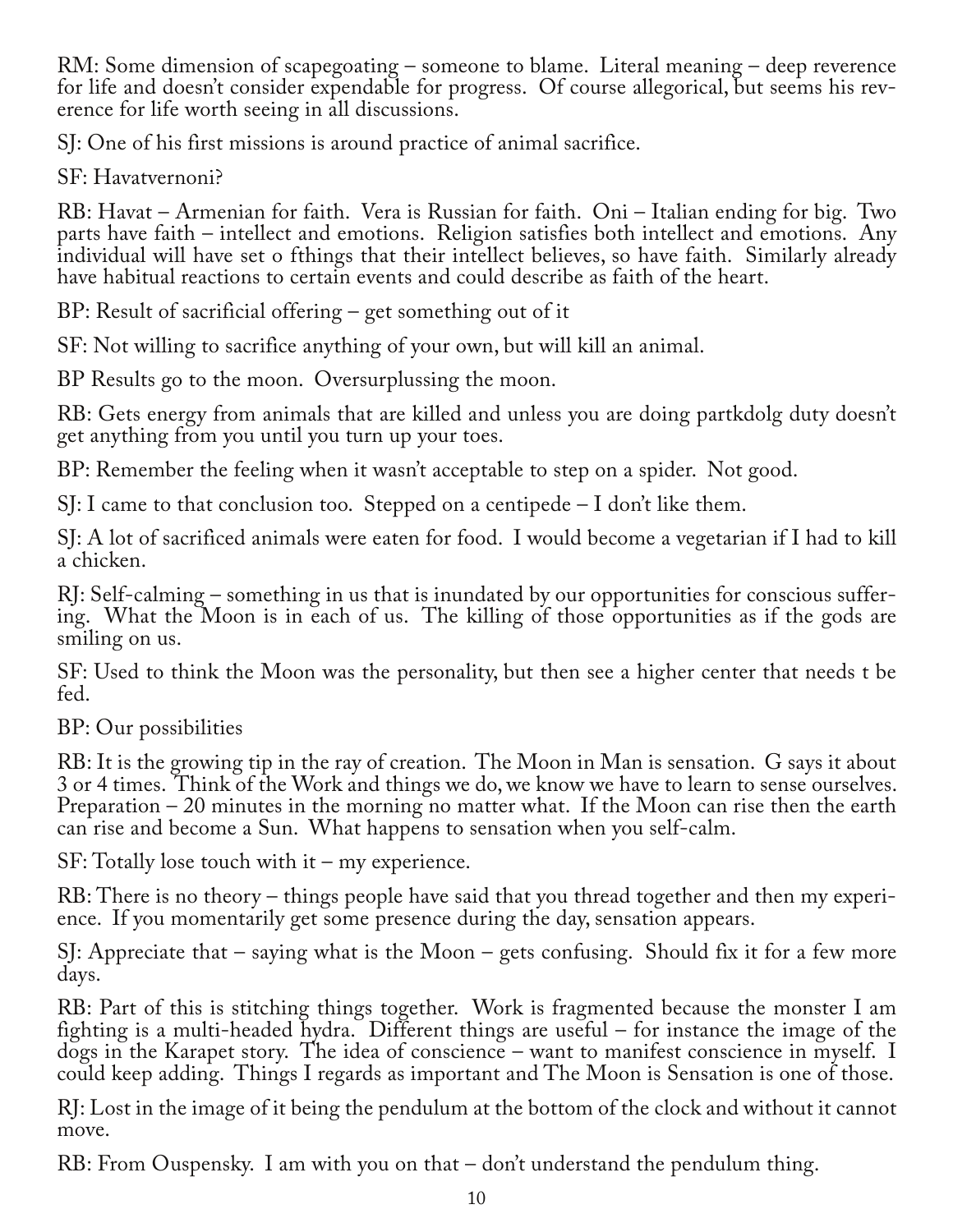RM: Some dimension of scapegoating – someone to blame. Literal meaning – deep reverence for life and doesn't consider expendable for progress. Of course allegorical, but seems his reverence for life worth seeing in all discussions.

SJ: One of his first missions is around practice of animal sacrifice.

SF: Havatvernoni?

RB: Havat – Armenian for faith. Vera is Russian for faith. Oni – Italian ending for big. Two parts have faith – intellect and emotions. Religion satisfies both intellect and emotions. Any individual will have set o fthings that their intellect believes, so have faith. Similarly already have habitual reactions to certain events and could describe as faith of the heart.

BP: Result of sacrificial offering – get something out of it

SF: Not willing to sacrifice anything of your own, but will kill an animal.

BP Results go to the moon. Oversurplussing the moon.

RB: Gets energy from animals that are killed and unless you are doing partkdolg duty doesn't get anything from you until you turn up your toes.

BP: Remember the feeling when it wasn't acceptable to step on a spider. Not good.

SJ: I came to that conclusion too. Stepped on a centipede – I don't like them.

SJ: A lot of sacrificed animals were eaten for food. I would become a vegetarian if I had to kill a chicken.

RJ: Self-calming – something in us that is inundated by our opportunities for conscious suffering. What the Moon is in each of us. The killing of those opportunities as if the gods are smiling on us.

SF: Used to think the Moon was the personality, but then see a higher center that needs t be fed.

BP: Our possibilities

RB: It is the growing tip in the ray of creation. The Moon in Man is sensation. G says it about 3 or 4 times. Think of the Work and things we do, we know we have to learn to sense ourselves. Preparation – 20 minutes in the morning no matter what. If the Moon can rise then the earth can rise and become a Sun. What happens to sensation when you self-calm.

SF: Totally lose touch with it – my experience.

RB: There is no theory – things people have said that you thread together and then my experience. If you momentarily get some presence during the day, sensation appears.

SJ: Appreciate that – saying what is the Moon – gets confusing. Should fix it for a few more days.

RB: Part of this is stitching things together. Work is fragmented because the monster I am fighting is a multi-headed hydra. Different things are useful – for instance the image of the dogs in the Karapet story. The idea of conscience – want to manifest conscience in myself. I could keep adding. Things I regards as important and The Moon is Sensation is one of those.

RJ: Lost in the image of it being the pendulum at the bottom of the clock and without it cannot move.

RB: From Ouspensky. I am with you on that – don't understand the pendulum thing.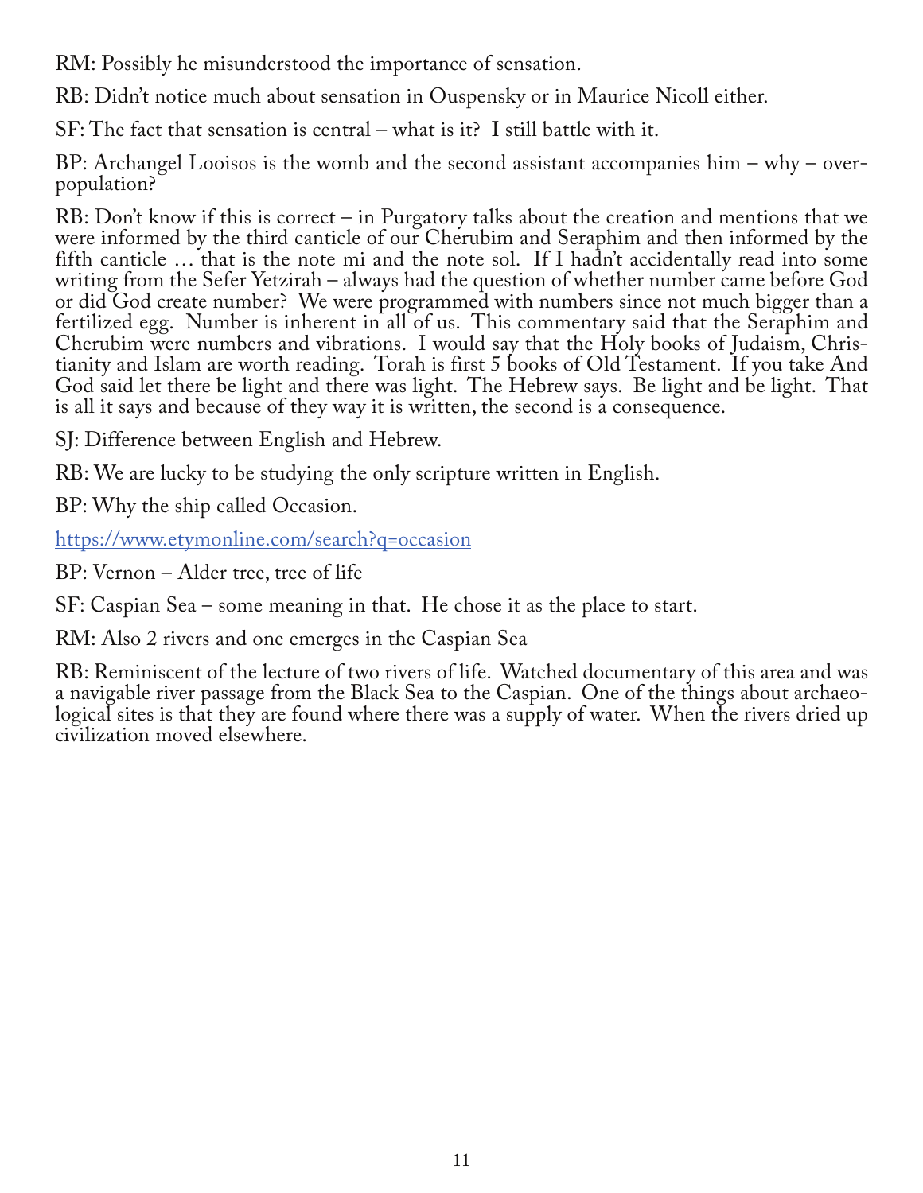RM: Possibly he misunderstood the importance of sensation.

RB: Didn't notice much about sensation in Ouspensky or in Maurice Nicoll either.

SF: The fact that sensation is central – what is it? I still battle with it.

BP: Archangel Looisos is the womb and the second assistant accompanies him – why – over-population?

RB: Don't know if this is correct – in Purgatory talks about the creation and mentions that we were informed by the third canticle of our Cherubim and Seraphim and then informed by the fifth canticle … that is the note mi and the note sol. If I hadn't accidentally read into some writing from the Sefer Yetzirah – always had the question of whether number came before God or did God create number? We were programmed with numbers since not much bigger than a fertilized egg. Number is inherent in all of us. This commentary said that the Seraphim and Cherubim were numbers and vibrations. I would say that the Holy books of Judaism, Christianity and Islam are worth reading. Torah is first 5 books of Old Testament. If you take And God said let there be light and there was light. The Hebrew says. Be light and be light. That is all it says and because of they way it is written, the second is a consequence.

SJ: Difference between English and Hebrew.

RB: We are lucky to be studying the only scripture written in English.

BP: Why the ship called Occasion.

https://www.etymonline.com/search?q=occasion

BP: Vernon – Alder tree, tree of life

SF: Caspian Sea – some meaning in that. He chose it as the place to start.

RM: Also 2 rivers and one emerges in the Caspian Sea

RB: Reminiscent of the lecture of two rivers of life. Watched documentary of this area and was a navigable river passage from the Black Sea to the Caspian. One of the things about archaeological sites is that they are found where there was a supply of water. When the rivers dried up civilization moved elsewhere.